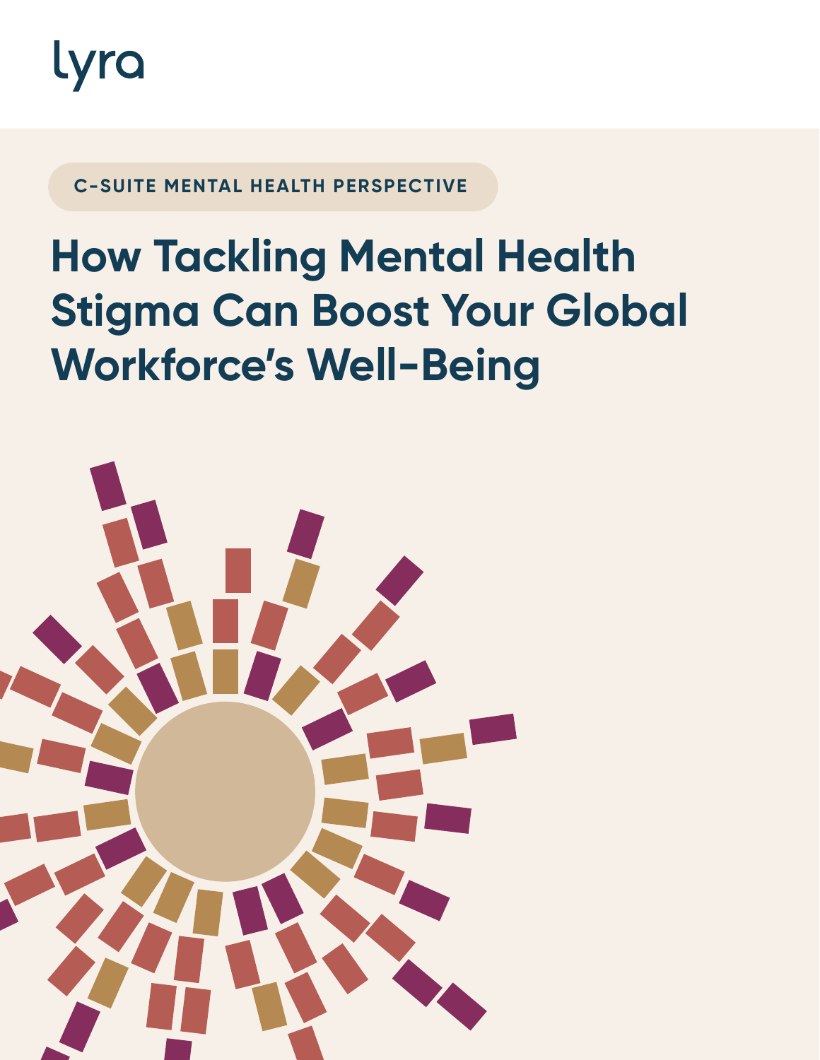lyra

C-SUITE MENTAL HEALTH PERSPECTIVE

# How Tackling Mental Health Stigma Can Boost Your Global Workforce's Well-Being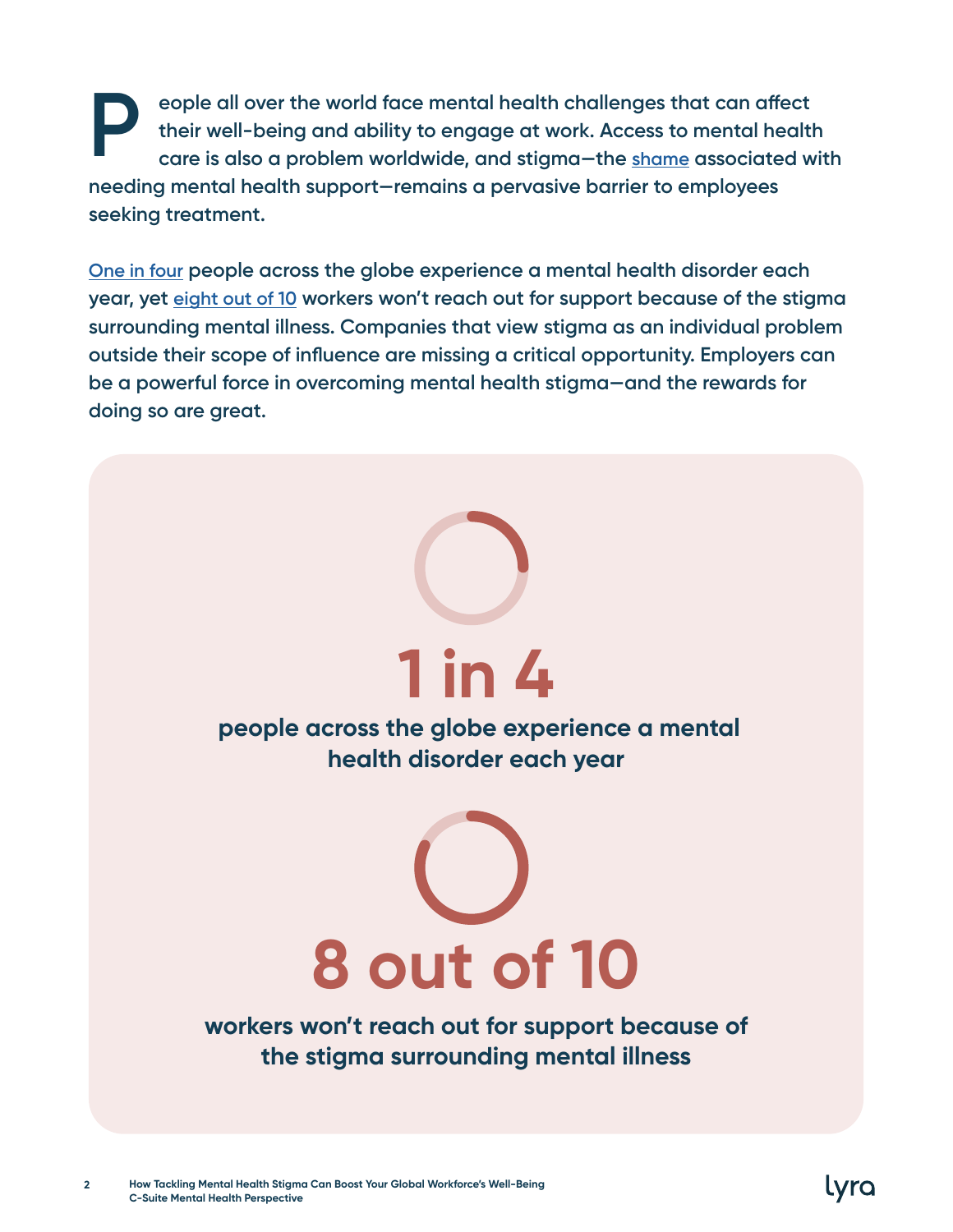People all over the world face mental health challenges that can affect their well-being and ability to engage at work. Access to mental health care is also a problem worldwide, and stigma—the shame associated with needing mental health support—remains a pervasive barrier to employees seeking treatment.

One in four people across the globe experience a mental health disorder each year, yet eight out of 10 workers won't reach out for support because of the stigma surrounding mental illness. Companies that view stigma as an individual problem outside their scope of influence are missing a critical opportunity. Employers can be a powerful force in overcoming mental health stigma—and the rewards for doing so are great.

**1 in 4**

**people across the globe experience a mental health disorder each year**

**8 out of 10**

**workers won't reach out for support because of the stigma surrounding mental illness**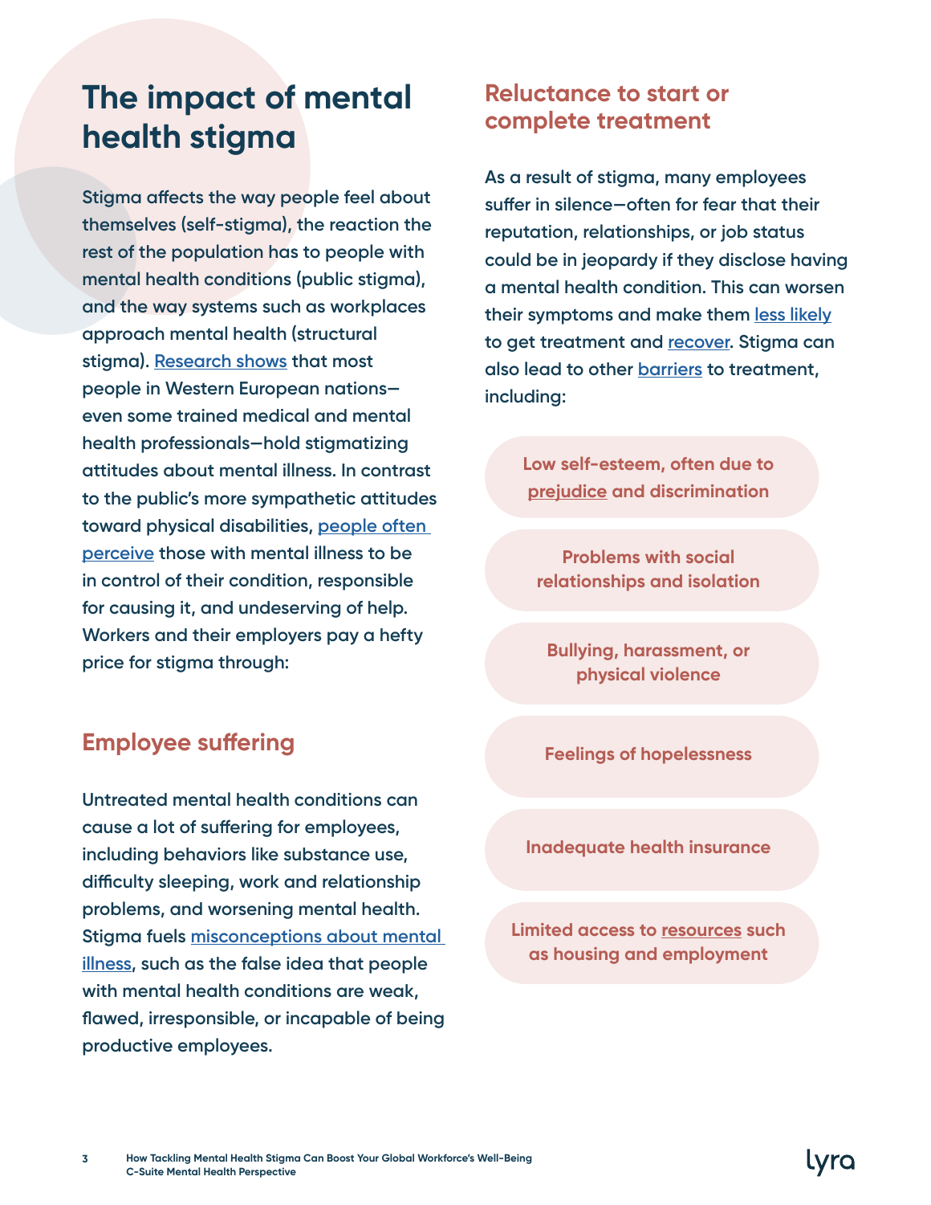# The impact of mental health stigma

Stigma affects the way people feel about themselves (self-stigma), the reaction the rest of the population has to people with mental health conditions (public stigma), and the way systems such as workplaces approach mental health (structural stigma). Research shows that most people in Western European nations—even some trained medical and mental health professionals—hold stigmatizing attitudes about mental illness. In contrast to the public's more sympathetic attitudes toward physical disabilities, people often perceive those with mental illness to be in control of their condition, responsible for causing it, and undeserving of help. Workers and their employers pay a hefty price for stigma through:

## Employee suffering

Untreated mental health conditions can cause a lot of suffering for employees, including behaviors like substance use, difficulty sleeping, work and relationship problems, and worsening mental health. Stigma fuels misconceptions about mental illness, such as the false idea that people with mental health conditions are weak, flawed, irresponsible, or incapable of being productive employees.

## Reluctance to start or complete treatment

As a result of stigma, many employees suffer in silence—often for fear that their reputation, relationships, or job status could be in jeopardy if they disclose having a mental health condition. This can worsen their symptoms and make them less likely to get treatment and recover. Stigma can also lead to other barriers to treatment, including:

- Low self-esteem, often due to prejudice and discrimination
- Problems with social relationships and isolation
- Bullying, harassment, or physical violence
- Feelings of hopelessness
- Inadequate health insurance
- Limited access to resources such as housing and employment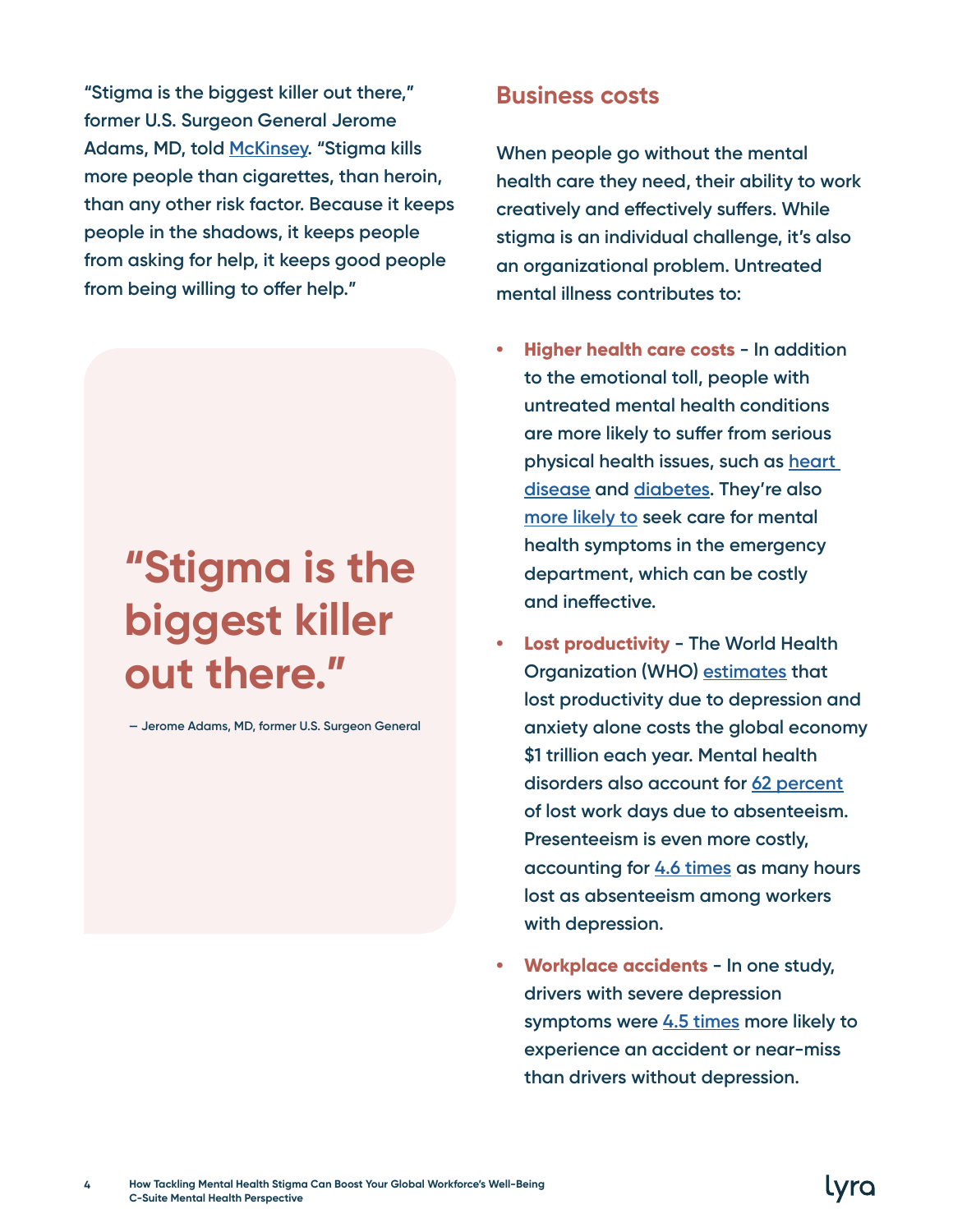"Stigma is the biggest killer out there," former U.S. Surgeon General Jerome Adams, MD, told McKinsey. "Stigma kills more people than cigarettes, than heroin, than any other risk factor. Because it keeps people in the shadows, it keeps people from asking for help, it keeps good people from being willing to offer help."

> **"Stigma is the biggest killer out there."**
>
> — Jerome Adams, MD, former U.S. Surgeon General

## Business costs

When people go without the mental health care they need, their ability to work creatively and effectively suffers. While stigma is an individual challenge, it's also an organizational problem. Untreated mental illness contributes to:

- **Higher health care costs** - In addition to the emotional toll, people with untreated mental health conditions are more likely to suffer from serious physical health issues, such as heart disease and diabetes. They're also more likely to seek care for mental health symptoms in the emergency department, which can be costly and ineffective.
- **Lost productivity** - The World Health Organization (WHO) estimates that lost productivity due to depression and anxiety alone costs the global economy $1 trillion each year. Mental health disorders also account for 62 percent of lost work days due to absenteeism. Presenteeism is even more costly, accounting for 4.6 times as many hours lost as absenteeism among workers with depression.
- **Workplace accidents** - In one study, drivers with severe depression symptoms were 4.5 times more likely to experience an accident or near-miss than drivers without depression.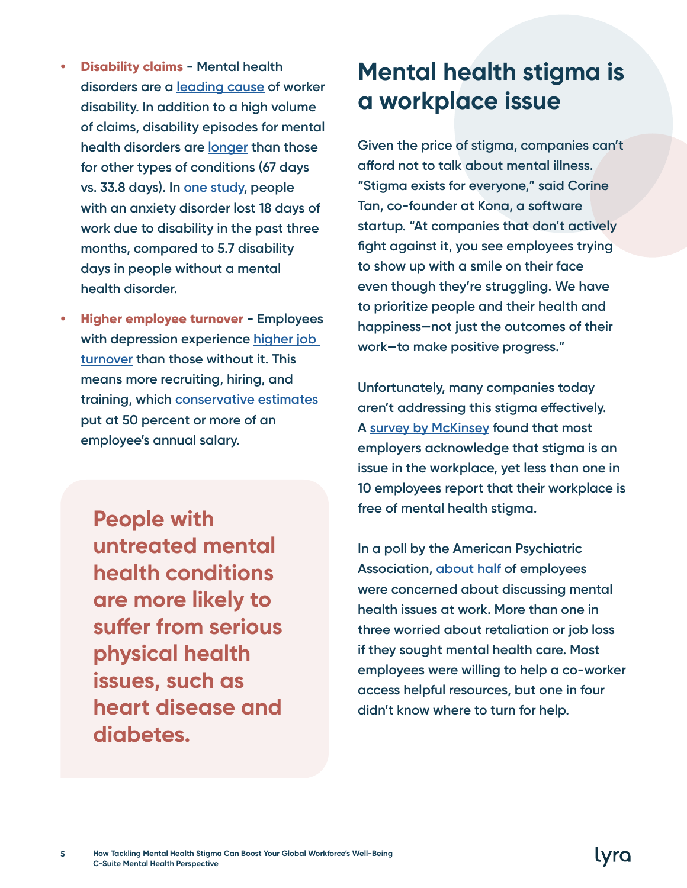- **Disability claims** - Mental health disorders are a leading cause of worker disability. In addition to a high volume of claims, disability episodes for mental health disorders are longer than those for other types of conditions (67 days vs. 33.8 days). In one study, people with an anxiety disorder lost 18 days of work due to disability in the past three months, compared to 5.7 disability days in people without a mental health disorder.
- **Higher employee turnover** - Employees with depression experience higher job turnover than those without it. This means more recruiting, hiring, and training, which conservative estimates put at 50 percent or more of an employee's annual salary.

**People with untreated mental health conditions are more likely to suffer from serious physical health issues, such as heart disease and diabetes.**

## Mental health stigma is a workplace issue

Given the price of stigma, companies can't afford not to talk about mental illness. "Stigma exists for everyone," said Corine Tan, co-founder at Kona, a software startup. "At companies that don't actively fight against it, you see employees trying to show up with a smile on their face even though they're struggling. We have to prioritize people and their health and happiness—not just the outcomes of their work—to make positive progress."

Unfortunately, many companies today aren't addressing this stigma effectively. A survey by McKinsey found that most employers acknowledge that stigma is an issue in the workplace, yet less than one in 10 employees report that their workplace is free of mental health stigma.

In a poll by the American Psychiatric Association, about half of employees were concerned about discussing mental health issues at work. More than one in three worried about retaliation or job loss if they sought mental health care. Most employees were willing to help a co-worker access helpful resources, but one in four didn't know where to turn for help.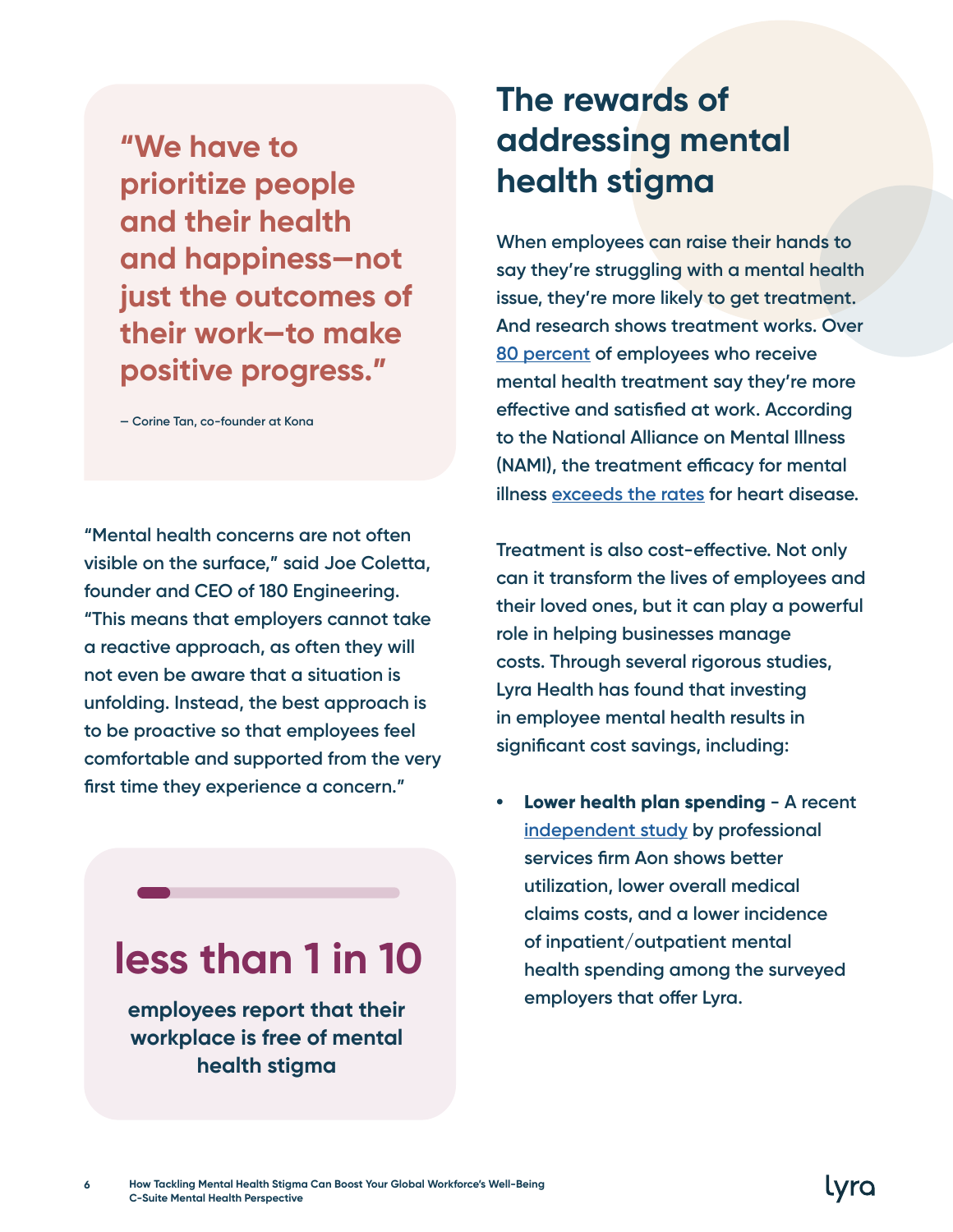> **"We have to prioritize people and their health and happiness—not just the outcomes of their work—to make positive progress."**
>
> — Corine Tan, co-founder at Kona

"Mental health concerns are not often visible on the surface," said Joe Coletta, founder and CEO of 180 Engineering. "This means that employers cannot take a reactive approach, as often they will not even be aware that a situation is unfolding. Instead, the best approach is to be proactive so that employees feel comfortable and supported from the very first time they experience a concern."

**less than 1 in 10**

**employees report that their workplace is free of mental health stigma**

## The rewards of addressing mental health stigma

When employees can raise their hands to say they're struggling with a mental health issue, they're more likely to get treatment. And research shows treatment works. Over 80 percent of employees who receive mental health treatment say they're more effective and satisfied at work. According to the National Alliance on Mental Illness (NAMI), the treatment efficacy for mental illness exceeds the rates for heart disease.

Treatment is also cost-effective. Not only can it transform the lives of employees and their loved ones, but it can play a powerful role in helping businesses manage costs. Through several rigorous studies, Lyra Health has found that investing in employee mental health results in significant cost savings, including:

- **Lower health plan spending** - A recent independent study by professional services firm Aon shows better utilization, lower overall medical claims costs, and a lower incidence of inpatient/outpatient mental health spending among the surveyed employers that offer Lyra.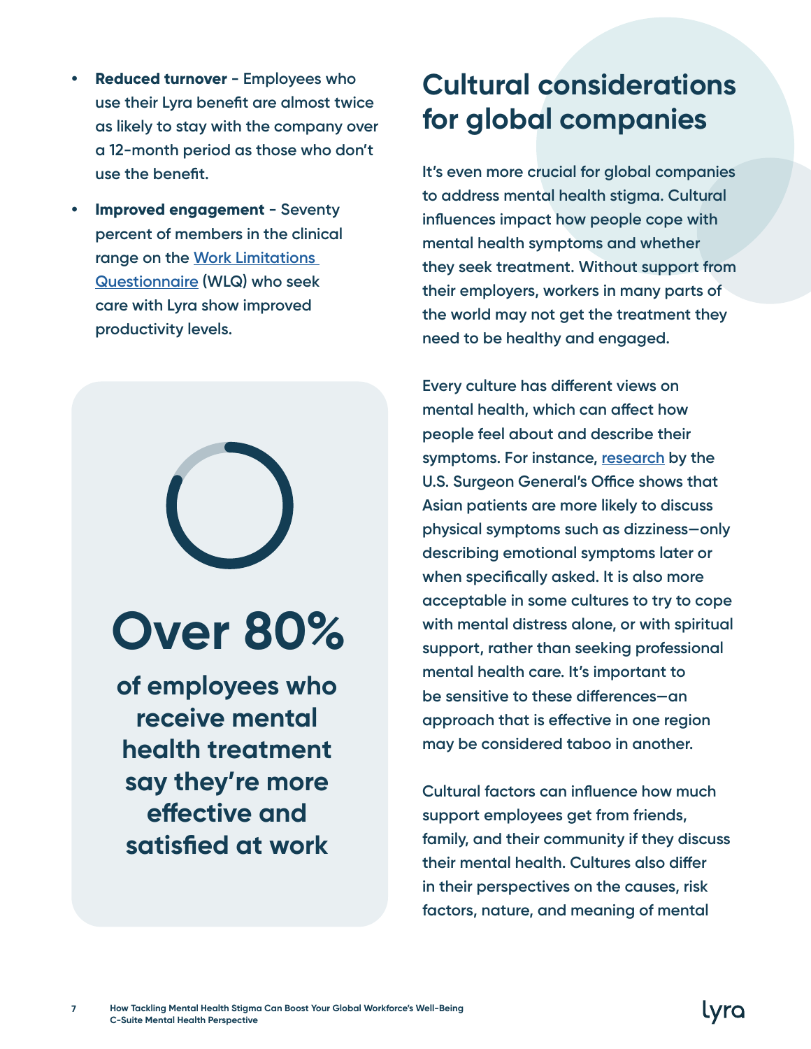- **Reduced turnover** - Employees who use their Lyra benefit are almost twice as likely to stay with the company over a 12-month period as those who don't use the benefit.
- **Improved engagement** - Seventy percent of members in the clinical range on the Work Limitations Questionnaire (WLQ) who seek care with Lyra show improved productivity levels.

**Over 80%**

**of employees who receive mental health treatment say they're more effective and satisfied at work**

## Cultural considerations for global companies

It's even more crucial for global companies to address mental health stigma. Cultural influences impact how people cope with mental health symptoms and whether they seek treatment. Without support from their employers, workers in many parts of the world may not get the treatment they need to be healthy and engaged.

Every culture has different views on mental health, which can affect how people feel about and describe their symptoms. For instance, research by the U.S. Surgeon General's Office shows that Asian patients are more likely to discuss physical symptoms such as dizziness—only describing emotional symptoms later or when specifically asked. It is also more acceptable in some cultures to try to cope with mental distress alone, or with spiritual support, rather than seeking professional mental health care. It's important to be sensitive to these differences—an approach that is effective in one region may be considered taboo in another.

Cultural factors can influence how much support employees get from friends, family, and their community if they discuss their mental health. Cultures also differ in their perspectives on the causes, risk factors, nature, and meaning of mental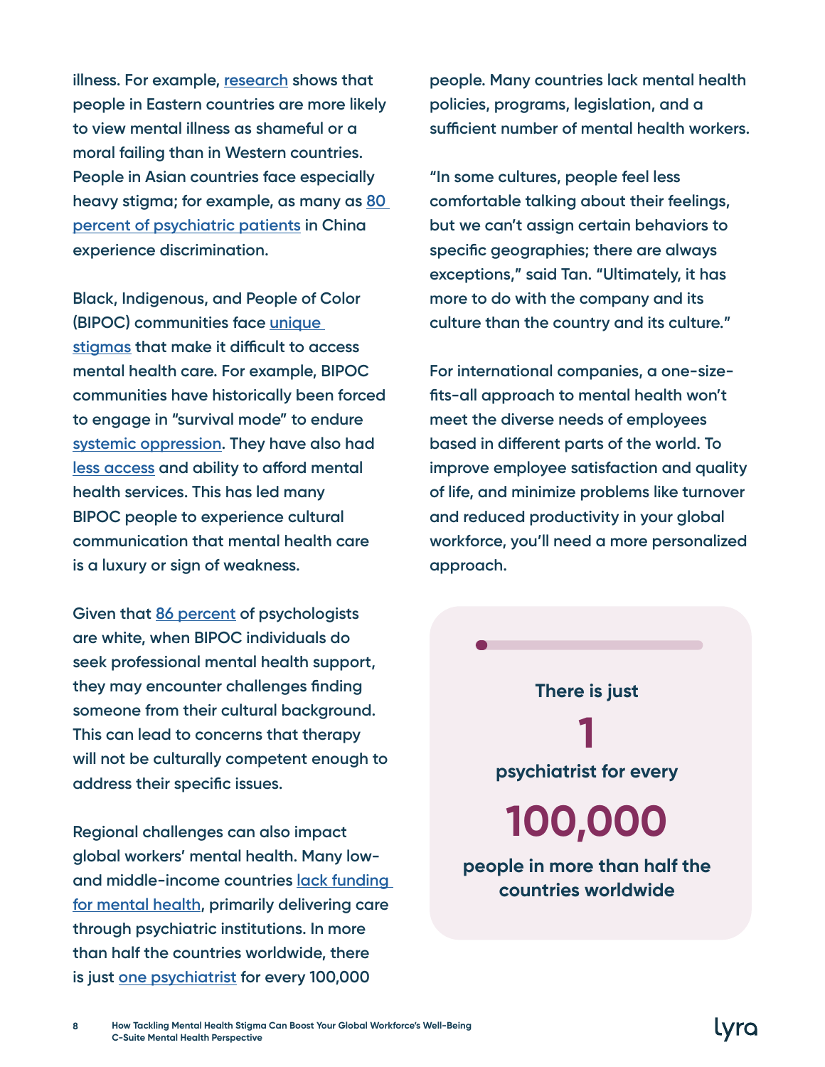illness. For example, research shows that people in Eastern countries are more likely to view mental illness as shameful or a moral failing than in Western countries. People in Asian countries face especially heavy stigma; for example, as many as 80 percent of psychiatric patients in China experience discrimination.

Black, Indigenous, and People of Color (BIPOC) communities face unique stigmas that make it difficult to access mental health care. For example, BIPOC communities have historically been forced to engage in "survival mode" to endure systemic oppression. They have also had less access and ability to afford mental health services. This has led many BIPOC people to experience cultural communication that mental health care is a luxury or sign of weakness.

Given that 86 percent of psychologists are white, when BIPOC individuals do seek professional mental health support, they may encounter challenges finding someone from their cultural background. This can lead to concerns that therapy will not be culturally competent enough to address their specific issues.

Regional challenges can also impact global workers' mental health. Many low- and middle-income countries lack funding for mental health, primarily delivering care through psychiatric institutions. In more than half the countries worldwide, there is just one psychiatrist for every 100,000 people. Many countries lack mental health policies, programs, legislation, and a sufficient number of mental health workers.

"In some cultures, people feel less comfortable talking about their feelings, but we can't assign certain behaviors to specific geographies; there are always exceptions," said Tan. "Ultimately, it has more to do with the company and its culture than the country and its culture."

For international companies, a one-size-fits-all approach to mental health won't meet the diverse needs of employees based in different parts of the world. To improve employee satisfaction and quality of life, and minimize problems like turnover and reduced productivity in your global workforce, you'll need a more personalized approach.

**There is just**

**1**

**psychiatrist for every**

**100,000**

**people in more than half the countries worldwide**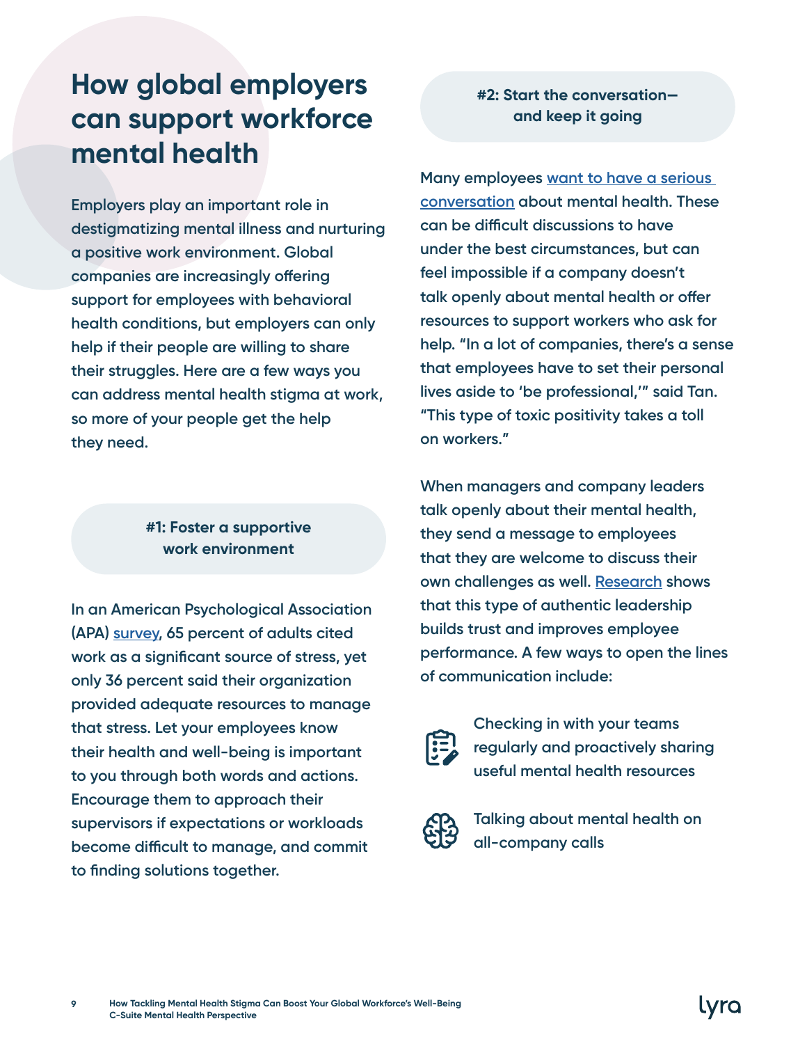# How global employers can support workforce mental health

Employers play an important role in destigmatizing mental illness and nurturing a positive work environment. Global companies are increasingly offering support for employees with behavioral health conditions, but employers can only help if their people are willing to share their struggles. Here are a few ways you can address mental health stigma at work, so more of your people get the help they need.

## #1: Foster a supportive work environment

In an American Psychological Association (APA) survey, 65 percent of adults cited work as a significant source of stress, yet only 36 percent said their organization provided adequate resources to manage that stress. Let your employees know their health and well-being is important to you through both words and actions. Encourage them to approach their supervisors if expectations or workloads become difficult to manage, and commit to finding solutions together.

## #2: Start the conversation—and keep it going

Many employees want to have a serious conversation about mental health. These can be difficult discussions to have under the best circumstances, but can feel impossible if a company doesn't talk openly about mental health or offer resources to support workers who ask for help. "In a lot of companies, there's a sense that employees have to set their personal lives aside to 'be professional,'" said Tan. "This type of toxic positivity takes a toll on workers."

When managers and company leaders talk openly about their mental health, they send a message to employees that they are welcome to discuss their own challenges as well. Research shows that this type of authentic leadership builds trust and improves employee performance. A few ways to open the lines of communication include:

- Checking in with your teams regularly and proactively sharing useful mental health resources
- Talking about mental health on all-company calls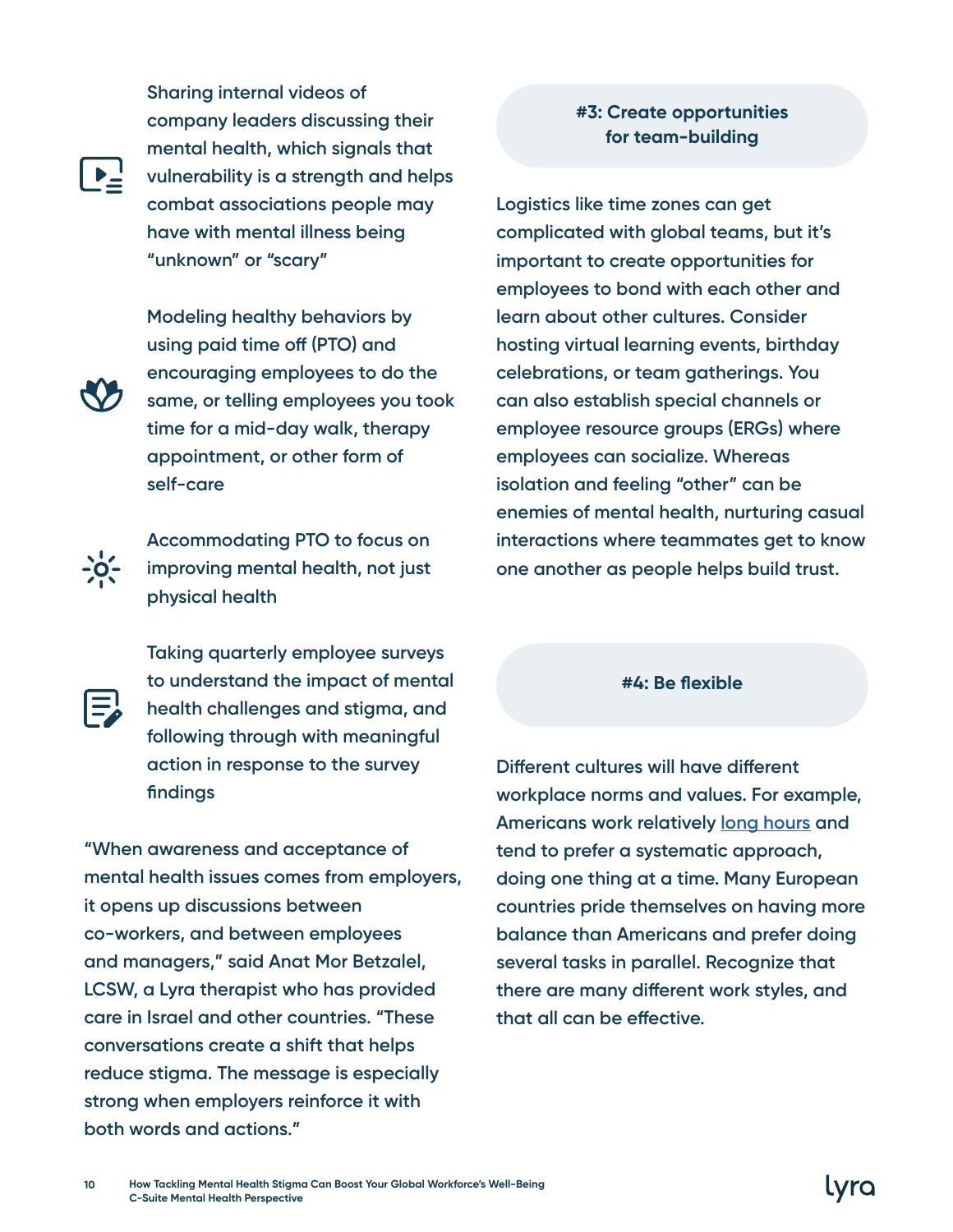- Sharing internal videos of company leaders discussing their mental health, which signals that vulnerability is a strength and helps combat associations people may have with mental illness being "unknown" or "scary"
- Modeling healthy behaviors by using paid time off (PTO) and encouraging employees to do the same, or telling employees you took time for a mid-day walk, therapy appointment, or other form of self-care
- Accommodating PTO to focus on improving mental health, not just physical health
- Taking quarterly employee surveys to understand the impact of mental health challenges and stigma, and following through with meaningful action in response to the survey findings

"When awareness and acceptance of mental health issues comes from employers, it opens up discussions between co-workers, and between employees and managers," said Anat Mor Betzalel, LCSW, a Lyra therapist who has provided care in Israel and other countries. "These conversations create a shift that helps reduce stigma. The message is especially strong when employers reinforce it with both words and actions."

### #3: Create opportunities for team-building

Logistics like time zones can get complicated with global teams, but it's important to create opportunities for employees to bond with each other and learn about other cultures. Consider hosting virtual learning events, birthday celebrations, or team gatherings. You can also establish special channels or employee resource groups (ERGs) where employees can socialize. Whereas isolation and feeling "other" can be enemies of mental health, nurturing casual interactions where teammates get to know one another as people helps build trust.

### #4: Be flexible

Different cultures will have different workplace norms and values. For example, Americans work relatively long hours and tend to prefer a systematic approach, doing one thing at a time. Many European countries pride themselves on having more balance than Americans and prefer doing several tasks in parallel. Recognize that there are many different work styles, and that all can be effective.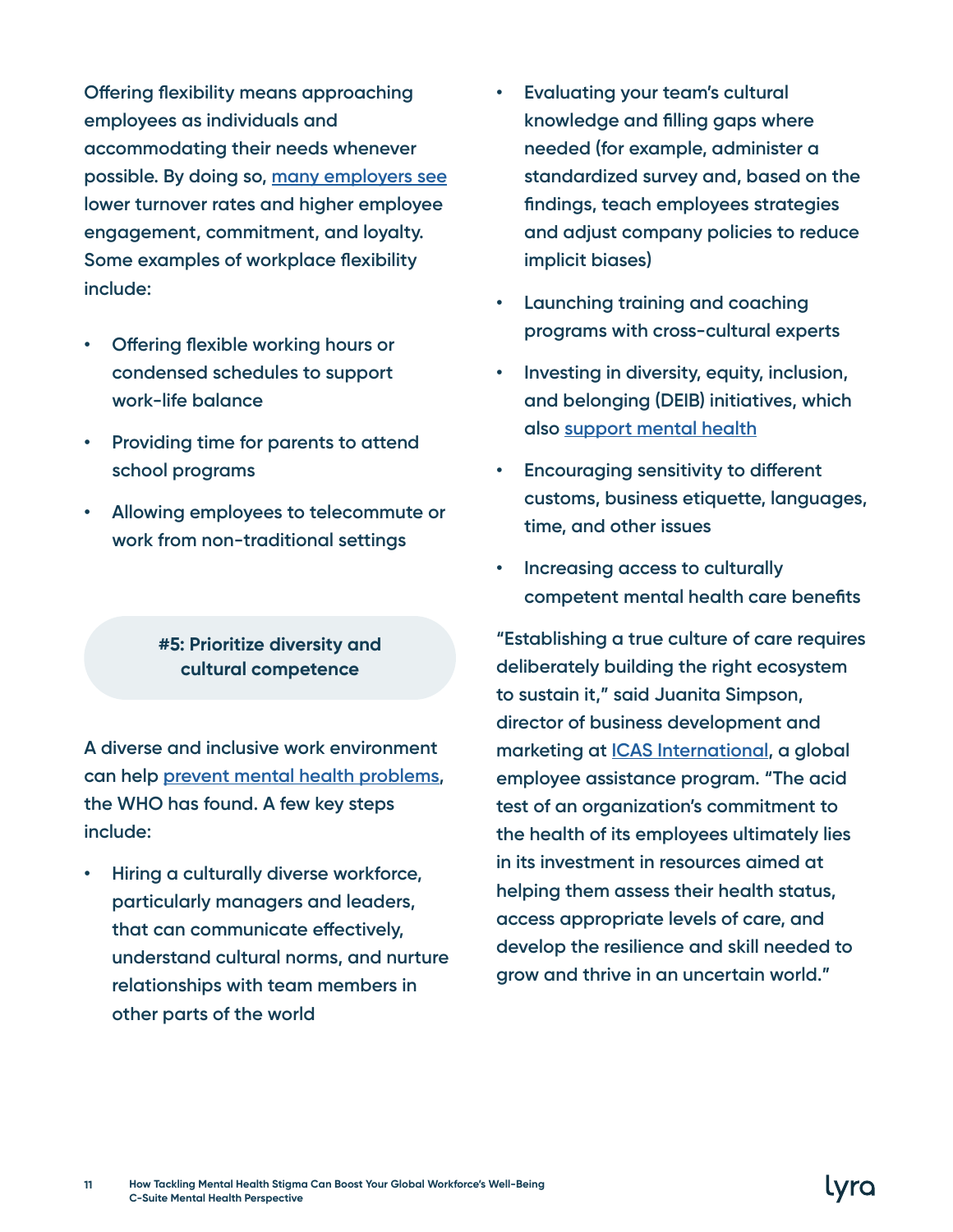Offering flexibility means approaching employees as individuals and accommodating their needs whenever possible. By doing so, many employers see lower turnover rates and higher employee engagement, commitment, and loyalty. Some examples of workplace flexibility include:

- Offering flexible working hours or condensed schedules to support work-life balance
- Providing time for parents to attend school programs
- Allowing employees to telecommute or work from non-traditional settings

## #5: Prioritize diversity and cultural competence

A diverse and inclusive work environment can help prevent mental health problems, the WHO has found. A few key steps include:

- Hiring a culturally diverse workforce, particularly managers and leaders, that can communicate effectively, understand cultural norms, and nurture relationships with team members in other parts of the world
- Evaluating your team's cultural knowledge and filling gaps where needed (for example, administer a standardized survey and, based on the findings, teach employees strategies and adjust company policies to reduce implicit biases)
- Launching training and coaching programs with cross-cultural experts
- Investing in diversity, equity, inclusion, and belonging (DEIB) initiatives, which also support mental health
- Encouraging sensitivity to different customs, business etiquette, languages, time, and other issues
- Increasing access to culturally competent mental health care benefits

"Establishing a true culture of care requires deliberately building the right ecosystem to sustain it," said Juanita Simpson, director of business development and marketing at ICAS International, a global employee assistance program. "The acid test of an organization's commitment to the health of its employees ultimately lies in its investment in resources aimed at helping them assess their health status, access appropriate levels of care, and develop the resilience and skill needed to grow and thrive in an uncertain world."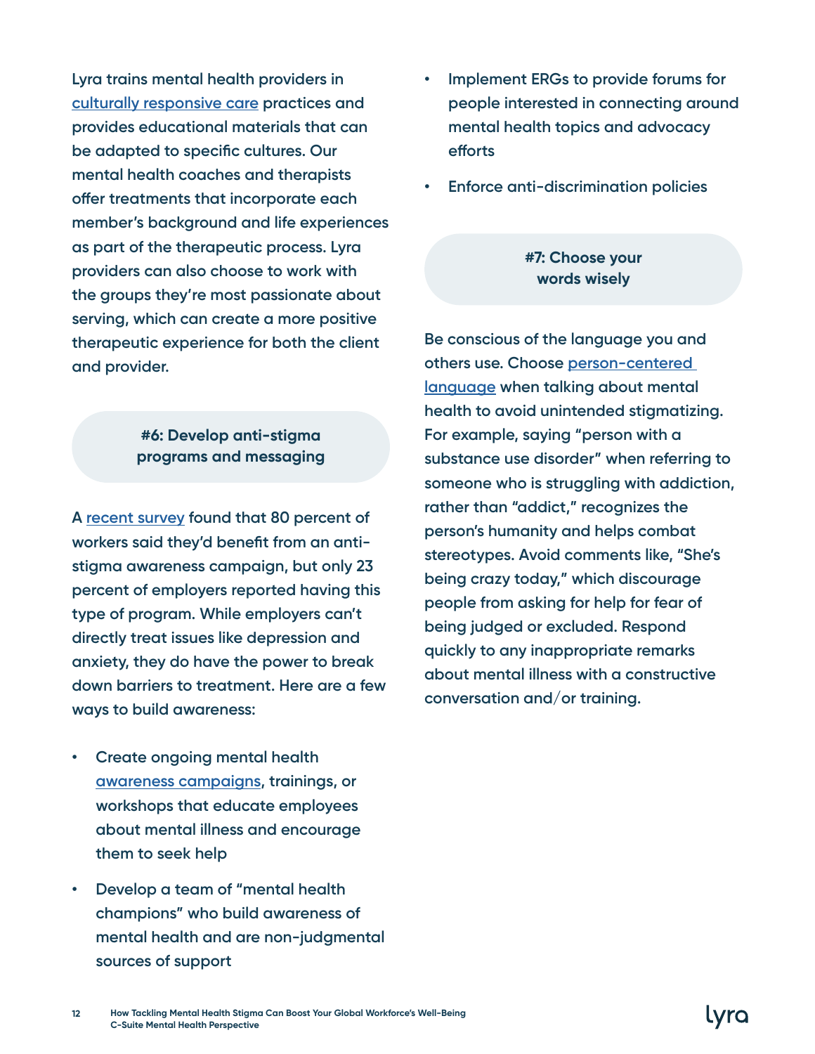Lyra trains mental health providers in culturally responsive care practices and provides educational materials that can be adapted to specific cultures. Our mental health coaches and therapists offer treatments that incorporate each member's background and life experiences as part of the therapeutic process. Lyra providers can also choose to work with the groups they're most passionate about serving, which can create a more positive therapeutic experience for both the client and provider.

### #6: Develop anti-stigma programs and messaging

A recent survey found that 80 percent of workers said they'd benefit from an anti-stigma awareness campaign, but only 23 percent of employers reported having this type of program. While employers can't directly treat issues like depression and anxiety, they do have the power to break down barriers to treatment. Here are a few ways to build awareness:

- Create ongoing mental health awareness campaigns, trainings, or workshops that educate employees about mental illness and encourage them to seek help
- Develop a team of "mental health champions" who build awareness of mental health and are non-judgmental sources of support
- Implement ERGs to provide forums for people interested in connecting around mental health topics and advocacy efforts
- Enforce anti-discrimination policies

### #7: Choose your words wisely

Be conscious of the language you and others use. Choose person-centered language when talking about mental health to avoid unintended stigmatizing. For example, saying "person with a substance use disorder" when referring to someone who is struggling with addiction, rather than "addict," recognizes the person's humanity and helps combat stereotypes. Avoid comments like, "She's being crazy today," which discourage people from asking for help for fear of being judged or excluded. Respond quickly to any inappropriate remarks about mental illness with a constructive conversation and/or training.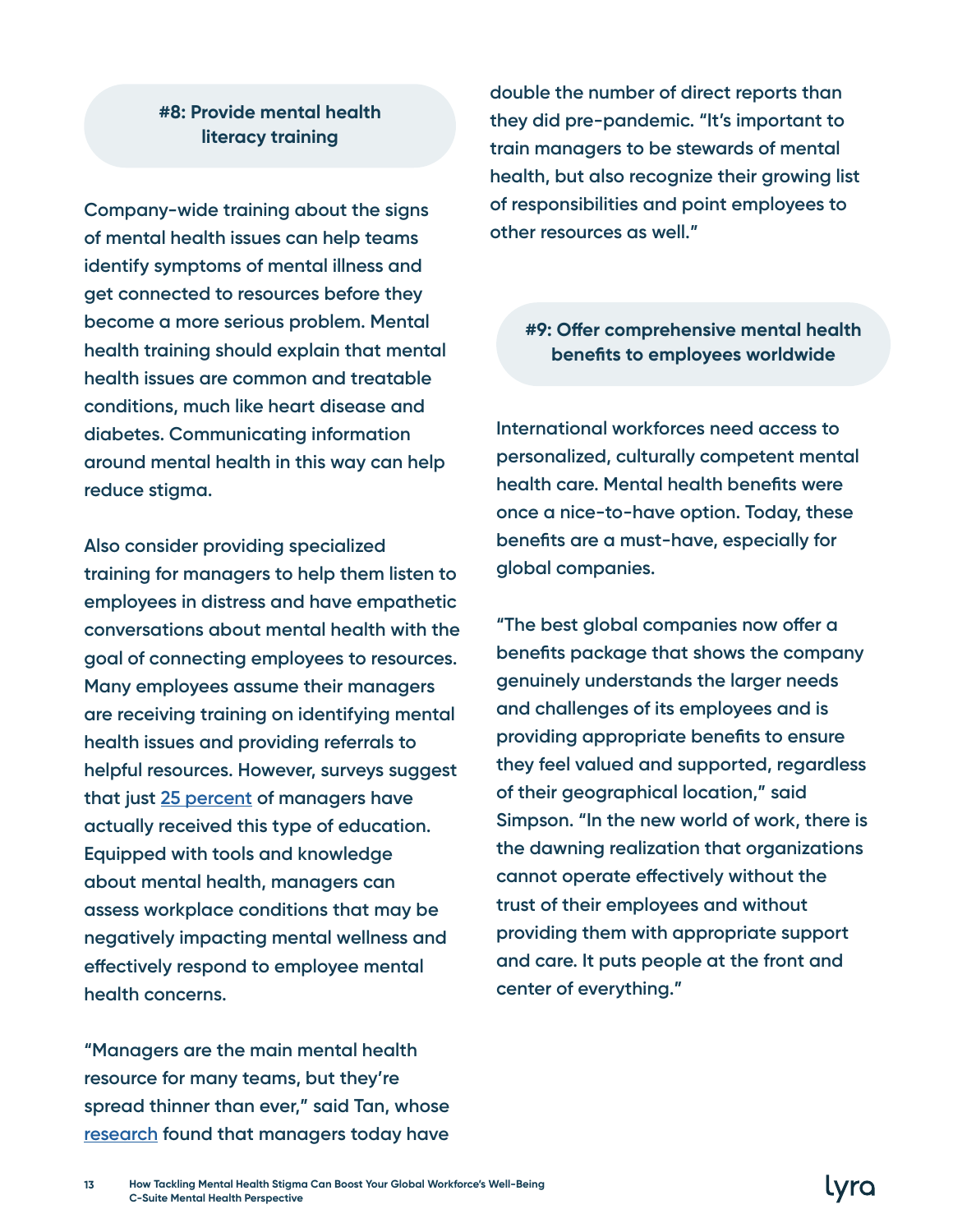## #8: Provide mental health literacy training

Company-wide training about the signs of mental health issues can help teams identify symptoms of mental illness and get connected to resources before they become a more serious problem. Mental health training should explain that mental health issues are common and treatable conditions, much like heart disease and diabetes. Communicating information around mental health in this way can help reduce stigma.

Also consider providing specialized training for managers to help them listen to employees in distress and have empathetic conversations about mental health with the goal of connecting employees to resources. Many employees assume their managers are receiving training on identifying mental health issues and providing referrals to helpful resources. However, surveys suggest that just 25 percent of managers have actually received this type of education. Equipped with tools and knowledge about mental health, managers can assess workplace conditions that may be negatively impacting mental wellness and effectively respond to employee mental health concerns.

"Managers are the main mental health resource for many teams, but they're spread thinner than ever," said Tan, whose research found that managers today have double the number of direct reports than they did pre-pandemic. "It's important to train managers to be stewards of mental health, but also recognize their growing list of responsibilities and point employees to other resources as well."

## #9: Offer comprehensive mental health benefits to employees worldwide

International workforces need access to personalized, culturally competent mental health care. Mental health benefits were once a nice-to-have option. Today, these benefits are a must-have, especially for global companies.

"The best global companies now offer a benefits package that shows the company genuinely understands the larger needs and challenges of its employees and is providing appropriate benefits to ensure they feel valued and supported, regardless of their geographical location," said Simpson. "In the new world of work, there is the dawning realization that organizations cannot operate effectively without the trust of their employees and without providing them with appropriate support and care. It puts people at the front and center of everything."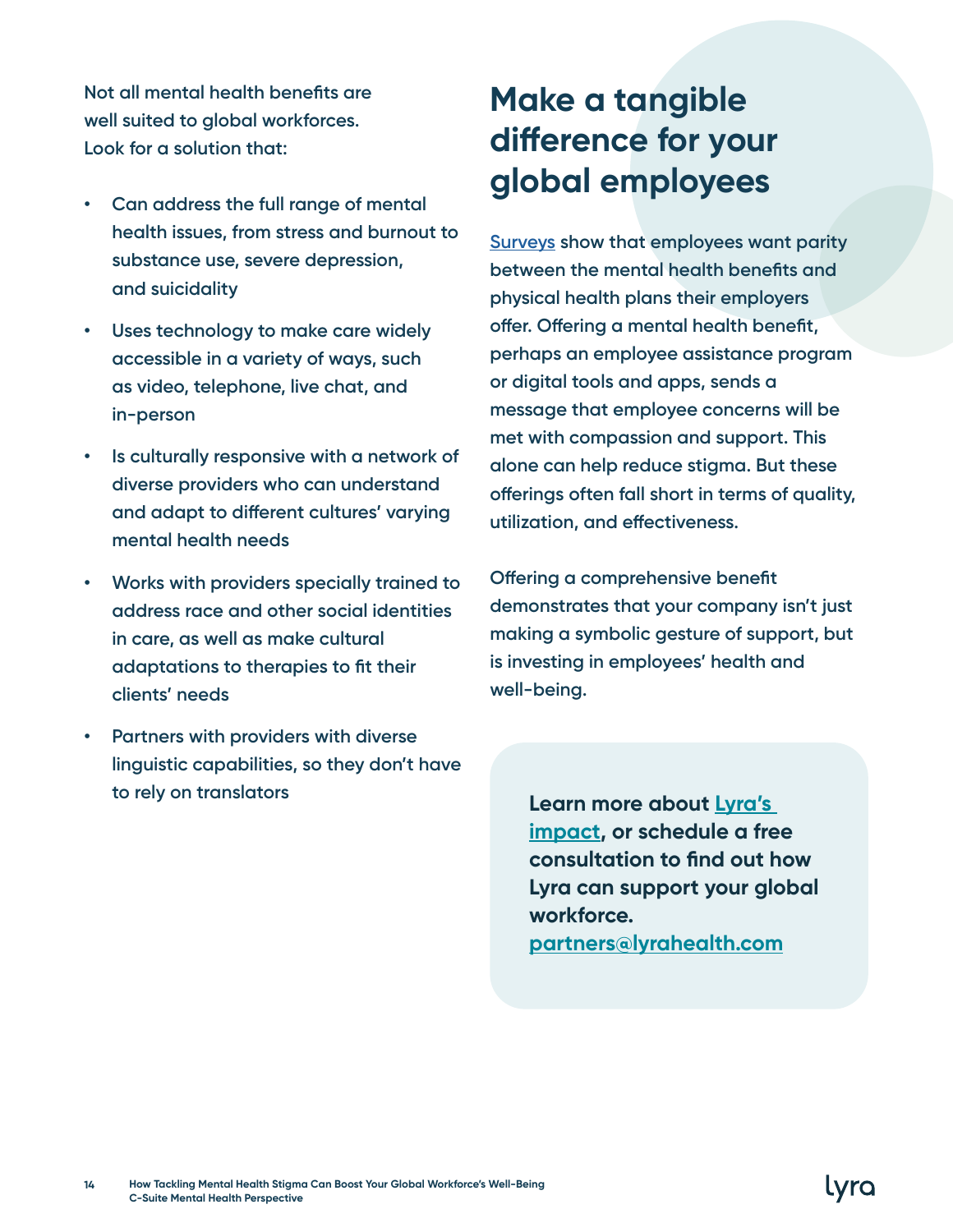Not all mental health benefits are well suited to global workforces. Look for a solution that:

- Can address the full range of mental health issues, from stress and burnout to substance use, severe depression, and suicidality
- Uses technology to make care widely accessible in a variety of ways, such as video, telephone, live chat, and in-person
- Is culturally responsive with a network of diverse providers who can understand and adapt to different cultures' varying mental health needs
- Works with providers specially trained to address race and other social identities in care, as well as make cultural adaptations to therapies to fit their clients' needs
- Partners with providers with diverse linguistic capabilities, so they don't have to rely on translators

## Make a tangible difference for your global employees

Surveys show that employees want parity between the mental health benefits and physical health plans their employers offer. Offering a mental health benefit, perhaps an employee assistance program or digital tools and apps, sends a message that employee concerns will be met with compassion and support. This alone can help reduce stigma. But these offerings often fall short in terms of quality, utilization, and effectiveness.

Offering a comprehensive benefit demonstrates that your company isn't just making a symbolic gesture of support, but is investing in employees' health and well-being.

**Learn more about Lyra's impact, or schedule a free consultation to find out how Lyra can support your global workforce.**
**partners@lyrahealth.com**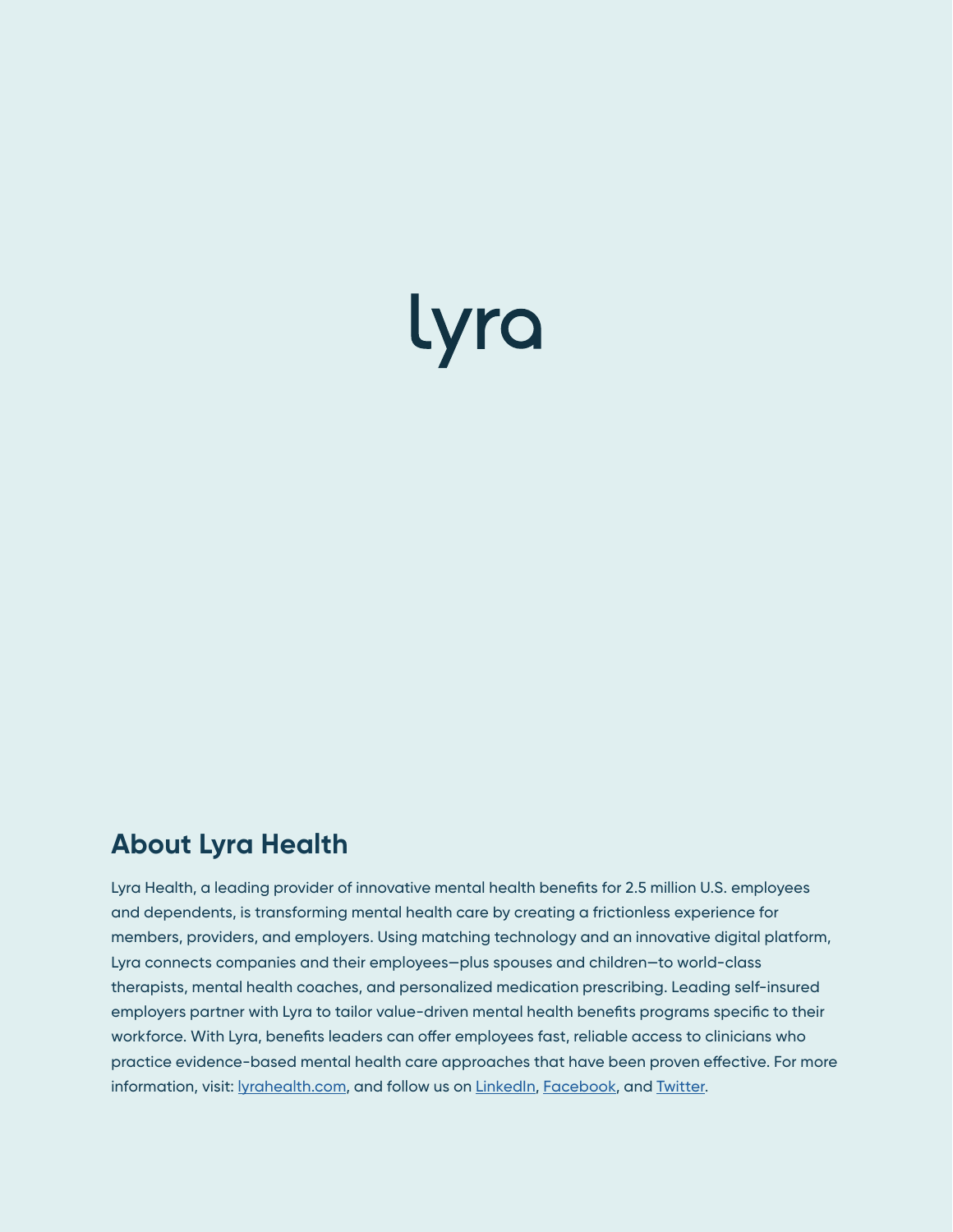lyra

## About Lyra Health

Lyra Health, a leading provider of innovative mental health benefits for 2.5 million U.S. employees and dependents, is transforming mental health care by creating a frictionless experience for members, providers, and employers. Using matching technology and an innovative digital platform, Lyra connects companies and their employees—plus spouses and children—to world-class therapists, mental health coaches, and personalized medication prescribing. Leading self-insured employers partner with Lyra to tailor value-driven mental health benefits programs specific to their workforce. With Lyra, benefits leaders can offer employees fast, reliable access to clinicians who practice evidence-based mental health care approaches that have been proven effective. For more information, visit: lyrahealth.com, and follow us on LinkedIn, Facebook, and Twitter.